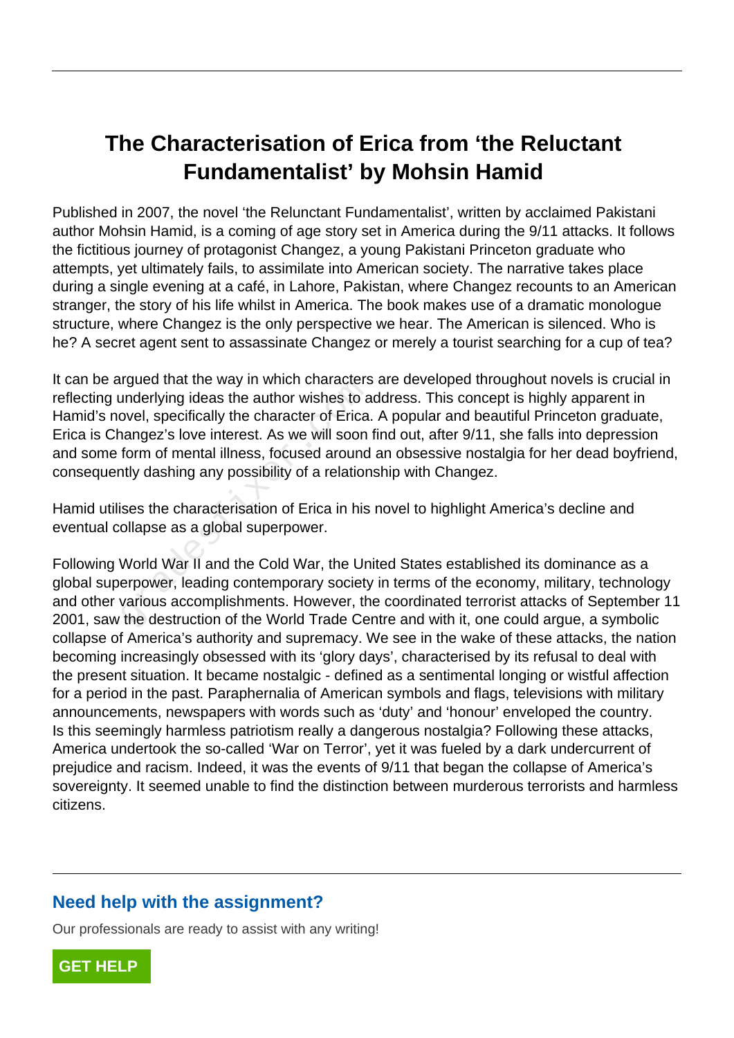# The Characterisation of Erica from 'the Reluctant Fundamentalist' by Mohsin Hamid

Published in 2007, the novel 'the Relunctant Fundamentalist', written by acclaimed Pakistani author Mohsin Hamid, is a coming of age story set in America during the 9/11 attacks. It follows the fictitious journey of protagonist Changez, a young Pakistani Princeton graduate who attempts, yet ultimately fails, to assimilate into American society. The narrative takes place during a single evening at a café, in Lahore, Pakistan, where Changez recounts to an American stranger, the story of his life whilst in America. The book makes use of a dramatic monologue structure, where Changez is the only perspective we hear. The American is silenced. Who is he? A secret agent sent to assassinate Changez or merely a tourist searching for a cup of tea?

It can be argued that the way in which characters are developed throughout novels is crucial in reflecting underlying ideas the author wishes to address. This concept is highly apparent in Hamid's novel, specifically the character of Erica. A popular and beautiful Princeton graduate, Erica is Changez's love interest. As we will soon find out, after 9/11, she falls into depression and some form of mental illness, focused around an obsessive nostalgia for her dead boyfriend, consequently dashing any possibility of a relationship with Changez.

Hamid utilises the characterisation of Erica in his novel to highlight America's decline and eventual collapse as a global superpower.

Following World War II and the Cold War, the United States established its dominance as a global superpower, leading contemporary society in terms of the economy, military, technology and other various accomplishments. However, the coordinated terrorist attacks of September 11 2001, saw the destruction of the World Trade Centre and with it, one could argue, a symbolic collapse of America's authority and supremacy. We see in the wake of these attacks, the nation becoming increasingly obsessed with its 'glory days', characterised by its refusal to deal with the present situation. It became nostalgic - defined as a sentimental longing or wistful affection for a period in the past. Paraphernalia of American symbols and flags, televisions with military announcements, newspapers with words such as 'duty' and 'honour' enveloped the country. Is this seemingly harmless patriotism really a dangerous nostalgia? Following these attacks, America undertook the so-called 'War on Terror', yet it was fueled by a dark undercurrent of prejudice and racism. Indeed, it was the events of 9/11 that began the collapse of America's sovereignty. It seemed unable to find the distinction between murderous terrorists and harmless citizens.

## Need help with the assignment?

Our professionals are ready to assist with any writing!

GET HELP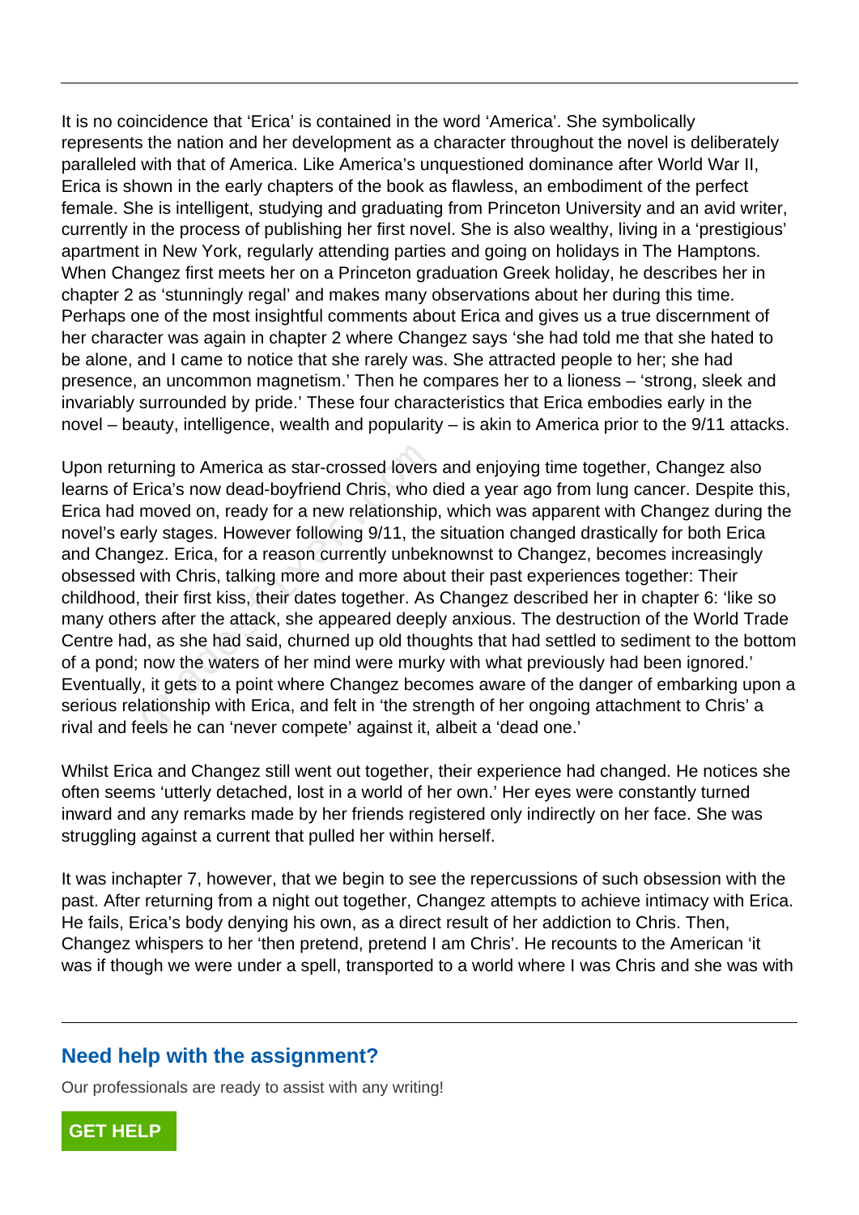It is no coincidence that 'Erica' is contained in the word 'America'. She symbolically represents the nation and her development as a character throughout the novel is deliberately paralleled with that of America. Like America's unquestioned dominance after World War II, Erica is shown in the early chapters of the book as flawless, an embodiment of the perfect female. She is intelligent, studying and graduating from Princeton University and an avid writer, currently in the process of publishing her first novel. She is also wealthy, living in a 'prestigious' apartment in New York, regularly attending parties and going on holidays in The Hamptons. When Changez first meets her on a Princeton graduation Greek holiday, he describes her in chapter 2 as 'stunningly regal' and makes many observations about her during this time. Perhaps one of the most insightful comments about Erica and gives us a true discernment of her character was again in chapter 2 where Changez says 'she had told me that she hated to be alone, and I came to notice that she rarely was. She attracted people to her; she had presence, an uncommon magnetism.' Then he compares her to a lioness – 'strong, sleek and invariably surrounded by pride.' These four characteristics that Erica embodies early in the novel – beauty, intelligence, wealth and popularity – is akin to America prior to the 9/11 attacks.

Upon returning to America as star-crossed lovers and enjoying time together, Changez also learns of Erica's now dead-boyfriend Chris, who died a year ago from lung cancer. Despite this, Erica had moved on, ready for a new relationship, which was apparent with Changez during the novel's early stages. However following 9/11, the situation changed drastically for both Erica and Changez. Erica, for a reason currently unbeknownst to Changez, becomes increasingly obsessed with Chris, talking more and more about their past experiences together: Their childhood, their first kiss, their dates together. As Changez described her in chapter 6: 'like so many others after the attack, she appeared deeply anxious. The destruction of the World Trade Centre had, as she had said, churned up old thoughts that had settled to sediment to the bottom of a pond; now the waters of her mind were murky with what previously had been ignored.' Eventually, it gets to a point where Changez becomes aware of the danger of embarking upon a serious relationship with Erica, and felt in 'the strength of her ongoing attachment to Chris' a rival and feels he can 'never compete' against it, albeit a 'dead one.'

Whilst Erica and Changez still went out together, their experience had changed. He notices she often seems 'utterly detached, lost in a world of her own.' Her eyes were constantly turned inward and any remarks made by her friends registered only indirectly on her face. She was struggling against a current that pulled her within herself.

It was inchapter 7, however, that we begin to see the repercussions of such obsession with the past. After returning from a night out together, Changez attempts to achieve intimacy with Erica. He fails, Erica's body denying his own, as a direct result of her addiction to Chris. Then, Changez whispers to her 'then pretend, pretend I am Chris'. He recounts to the American 'it was if though we were under a spell, transported to a world where I was Chris and she was with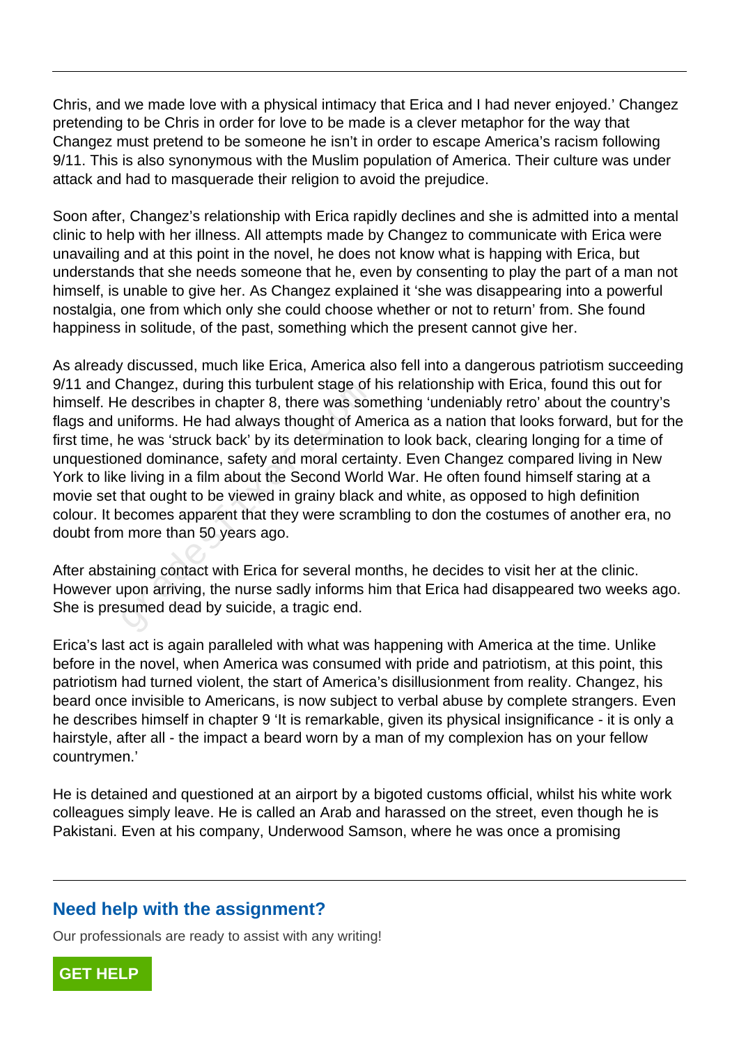Chris, and we made love with a physical intimacy that Erica and I had never enjoyed.' Changez pretending to be Chris in order for love to be made is a clever metaphor for the way that Changez must pretend to be someone he isn't in order to escape America's racism following 9/11. This is also synonymous with the Muslim population of America. Their culture was under attack and had to masquerade their religion to avoid the prejudice.

Soon after, Changez's relationship with Erica rapidly declines and she is admitted into a mental clinic to help with her illness. All attempts made by Changez to communicate with Erica were unavailing and at this point in the novel, he does not know what is happing with Erica, but understands that she needs someone that he, even by consenting to play the part of a man not himself, is unable to give her. As Changez explained it 'she was disappearing into a powerful nostalgia, one from which only she could choose whether or not to return' from. She found happiness in solitude, of the past, something which the present cannot give her.

As already discussed, much like Erica, America also fell into a dangerous patriotism succeeding 9/11 and Changez, during this turbulent stage of his relationship with Erica, found this out for himself. He describes in chapter 8, there was something 'undeniably retro' about the country's flags and uniforms. He had always thought of America as a nation that looks forward, but for the first time, he was 'struck back' by its determination to look back, clearing longing for a time of unquestioned dominance, safety and moral certainty. Even Changez compared living in New York to like living in a film about the Second World War. He often found himself staring at a movie set that ought to be viewed in grainy black and white, as opposed to high definition colour. It becomes apparent that they were scrambling to don the costumes of another era, no doubt from more than 50 years ago.

After abstaining contact with Erica for several months, he decides to visit her at the clinic. However upon arriving, the nurse sadly informs him that Erica had disappeared two weeks ago. She is presumed dead by suicide, a tragic end.

Erica's last act is again paralleled with what was happening with America at the time. Unlike before in the novel, when America was consumed with pride and patriotism, at this point, this patriotism had turned violent, the start of America's disillusionment from reality. Changez, his beard once invisible to Americans, is now subject to verbal abuse by complete strangers. Even he describes himself in chapter 9 'It is remarkable, given its physical insignificance - it is only a hairstyle, after all - the impact a beard worn by a man of my complexion has on your fellow countrymen.'

He is detained and questioned at an airport by a bigoted customs official, whilst his white work colleagues simply leave. He is called an Arab and harassed on the street, even though he is Pakistani. Even at his company, Underwood Samson, where he was once a promising

## Need help with the assignment?

Our professionals are ready to assist with any writing!

**GET HELP**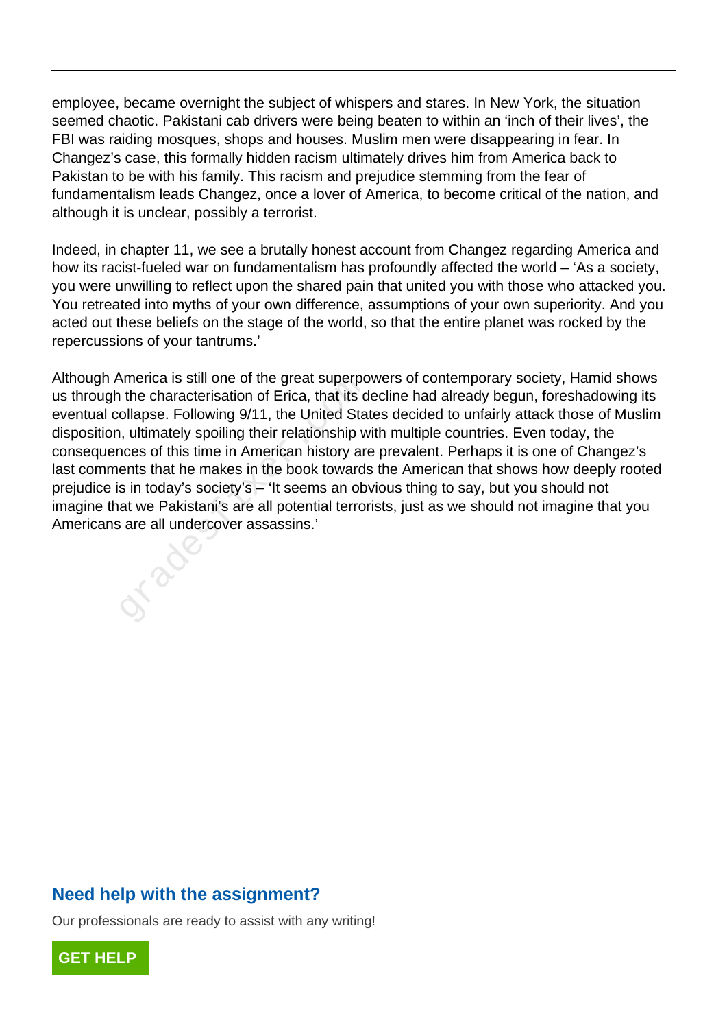employee, became overnight the subject of whispers and stares. In New York, the situation seemed chaotic. Pakistani cab drivers were being beaten to within an 'inch of their lives', the FBI was raiding mosques, shops and houses. Muslim men were disappearing in fear. In Changez's case, this formally hidden racism ultimately drives him from America back to Pakistan to be with his family. This racism and prejudice stemming from the fear of fundamentalism leads Changez, once a lover of America, to become critical of the nation, and although it is unclear, possibly a terrorist.

Indeed, in chapter 11, we see a brutally honest account from Changez regarding America and how its racist-fueled war on fundamentalism has profoundly affected the world – 'As a society, you were unwilling to reflect upon the shared pain that united you with those who attacked you. You retreated into myths of your own difference, assumptions of your own superiority. And you acted out these beliefs on the stage of the world, so that the entire planet was rocked by the repercussions of your tantrums.'

Although America is still one of the great superpowers of contemporary society, Hamid shows us through the characterisation of Erica, that its decline had already begun, foreshadowing its eventual collapse. Following 9/11, the United States decided to unfairly attack those of Muslim disposition, ultimately spoiling their relationship with multiple countries. Even today, the consequences of this time in American history are prevalent. Perhaps it is one of Changez's last comments that he makes in the book towards the American that shows how deeply rooted prejudice is in today's society's – 'It seems an obvious thing to say, but you should not imagine that we Pakistani's are all potential terrorists, just as we should not imagine that you Americans are all undercover assassins.'